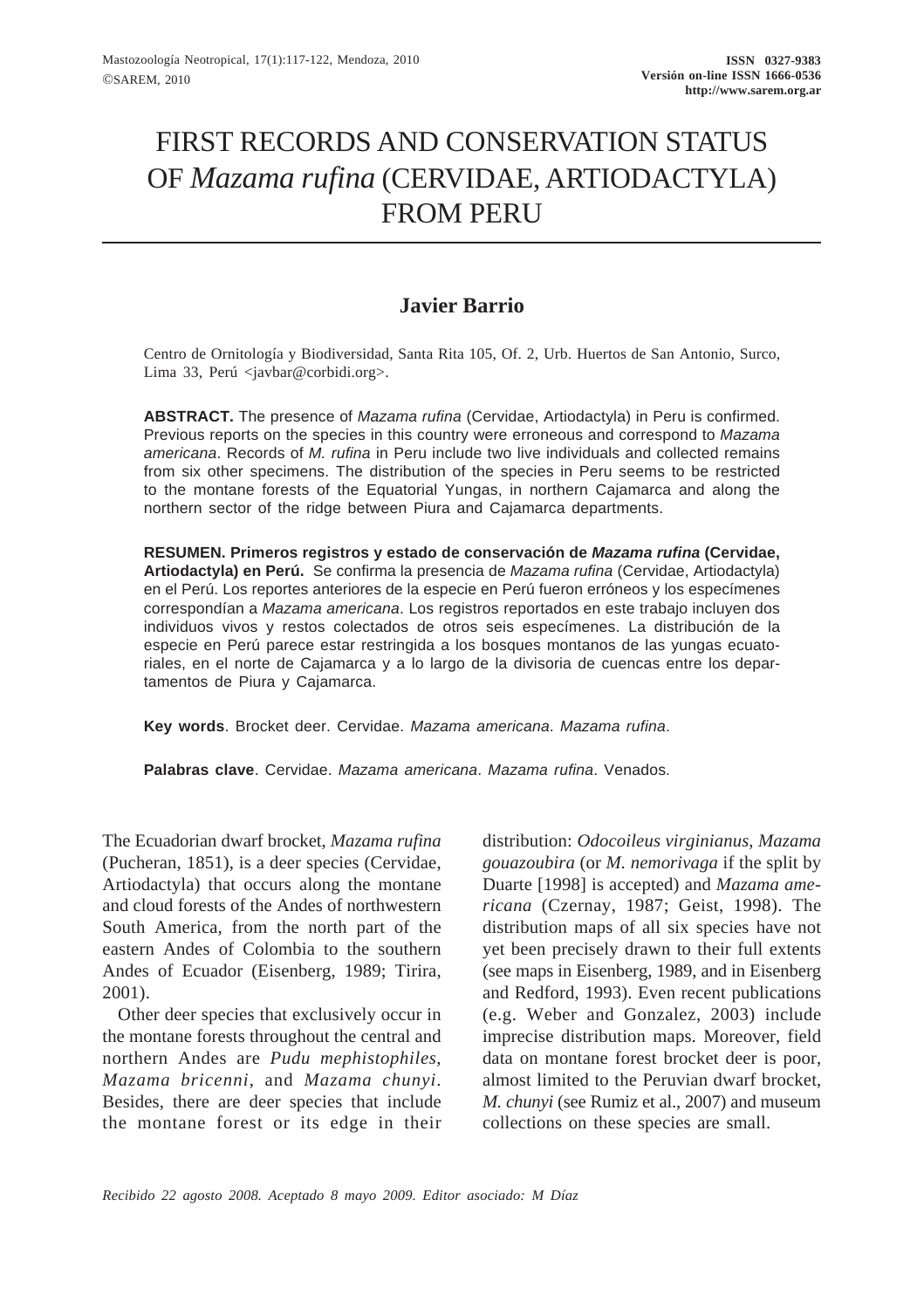# FIRST RECORDS AND CONSERVATION STATUS OF *Mazama rufina* (CERVIDAE, ARTIODACTYLA) FROM PERU

**Javier Barrio**

Centro de Ornitología y Biodiversidad, Santa Rita 105, Of. 2, Urb. Huertos de San Antonio, Surco, Lima 33, Perú <javbar@corbidi.org>.

**ABSTRACT.** The presence of *Mazama rufina* (Cervidae, Artiodactyla) in Peru is confirmed. Previous reports on the species in this country were erroneous and correspond to *Mazama americana*. Records of *M. rufina* in Peru include two live individuals and collected remains from six other specimens. The distribution of the species in Peru seems to be restricted to the montane forests of the Equatorial Yungas, in northern Cajamarca and along the northern sector of the ridge between Piura and Cajamarca departments.

**RESUMEN. Primeros registros y estado de conservación de *Mazama rufina* (Cervidae, Artiodactyla) en Perú.** Se confirma la presencia de *Mazama rufina* (Cervidae, Artiodactyla) en el Perú. Los reportes anteriores de la especie en Perú fueron erróneos y los especímenes correspondían a *Mazama americana*. Los registros reportados en este trabajo incluyen dos individuos vivos y restos colectados de otros seis especímenes. La distribución de la especie en Perú parece estar restringida a los bosques montanos de las yungas ecuatoriales, en el norte de Cajamarca y a lo largo de la divisoria de cuencas entre los departamentos de Piura y Cajamarca.

**Key words**. Brocket deer. Cervidae. *Mazama americana*. *Mazama rufina*.

**Palabras clave**. Cervidae. *Mazama americana*. *Mazama rufina*. Venados.

The Ecuadorian dwarf brocket, *Mazama rufina* (Pucheran, 1851), is a deer species (Cervidae, Artiodactyla) that occurs along the montane and cloud forests of the Andes of northwestern South America, from the north part of the eastern Andes of Colombia to the southern Andes of Ecuador (Eisenberg, 1989; Tirira, 2001).

Other deer species that exclusively occur in the montane forests throughout the central and northern Andes are *Pudu mephistophiles*, *Mazama bricenni*, and *Mazama chunyi*. Besides, there are deer species that include the montane forest or its edge in their distribution: *Odocoileus virginianus*, *Mazama gouazoubira* (or *M. nemorivaga* if the split by Duarte [1998] is accepted) and *Mazama americana* (Czernay, 1987; Geist, 1998). The distribution maps of all six species have not yet been precisely drawn to their full extents (see maps in Eisenberg, 1989, and in Eisenberg and Redford, 1993). Even recent publications (e.g. Weber and Gonzalez, 2003) include imprecise distribution maps. Moreover, field data on montane forest brocket deer is poor, almost limited to the Peruvian dwarf brocket, *M. chunyi* (see Rumiz et al., 2007) and museum collections on these species are small.

*Recibido 22 agosto 2008. Aceptado 8 mayo 2009. Editor asociado: M Díaz*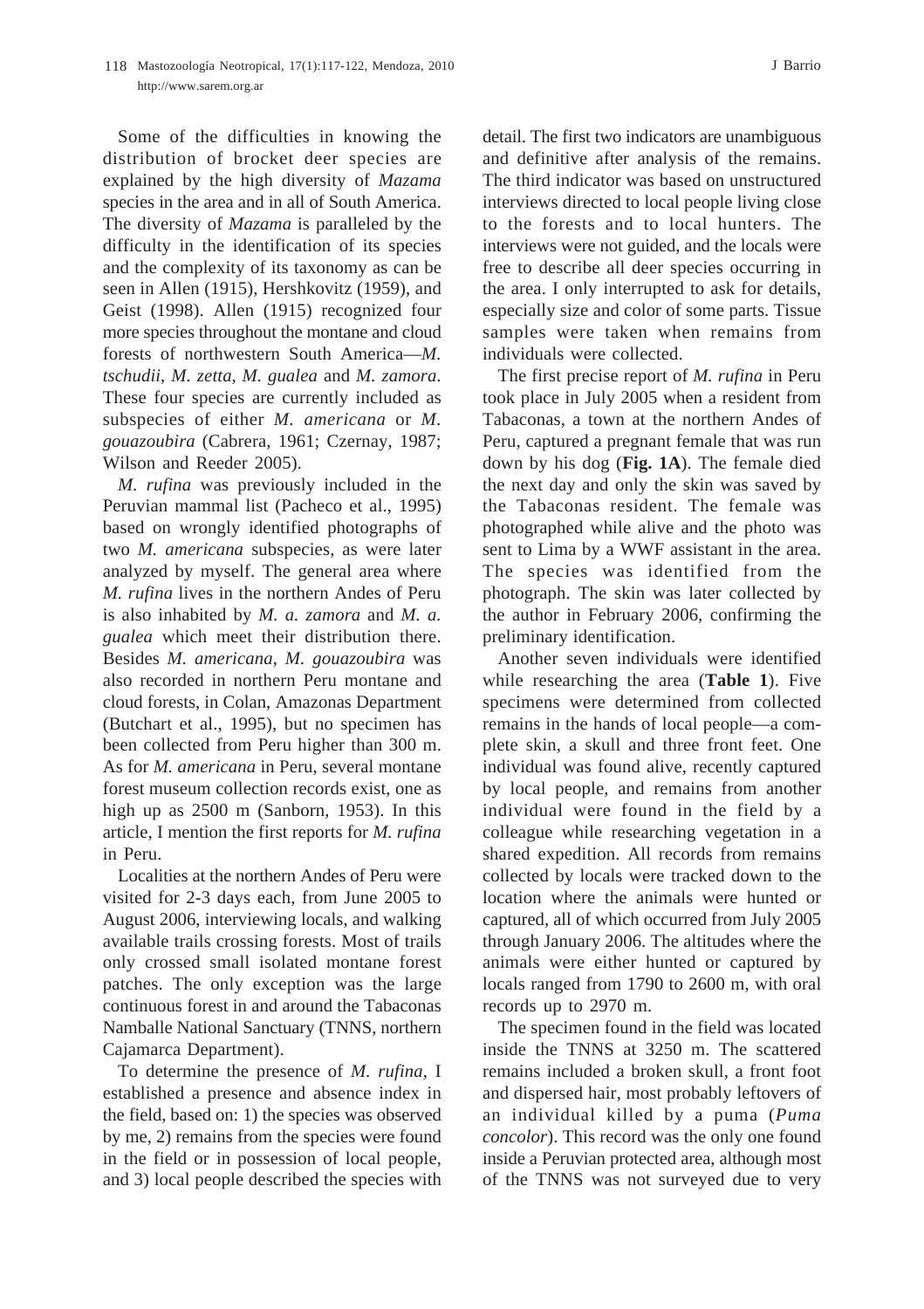Some of the difficulties in knowing the distribution of brocket deer species are explained by the high diversity of *Mazama* species in the area and in all of South America. The diversity of *Mazama* is paralleled by the difficulty in the identification of its species and the complexity of its taxonomy as can be seen in Allen (1915), Hershkovitz (1959), and Geist (1998). Allen (1915) recognized four more species throughout the montane and cloud forests of northwestern South America—*M. tschudii*, *M. zetta*, *M. gualea* and *M. zamora*. These four species are currently included as subspecies of either *M. americana* or *M. gouazoubira* (Cabrera, 1961; Czernay, 1987; Wilson and Reeder 2005).

*M. rufina* was previously included in the Peruvian mammal list (Pacheco et al., 1995) based on wrongly identified photographs of two *M. americana* subspecies, as were later analyzed by myself. The general area where *M. rufina* lives in the northern Andes of Peru is also inhabited by *M. a. zamora* and *M. a. gualea* which meet their distribution there. Besides *M. americana*, *M. gouazoubira* was also recorded in northern Peru montane and cloud forests, in Colan, Amazonas Department (Butchart et al., 1995), but no specimen has been collected from Peru higher than 300 m. As for *M. americana* in Peru, several montane forest museum collection records exist, one as high up as 2500 m (Sanborn, 1953). In this article, I mention the first reports for *M. rufina* in Peru.

Localities at the northern Andes of Peru were visited for 2-3 days each, from June 2005 to August 2006, interviewing locals, and walking available trails crossing forests. Most of trails only crossed small isolated montane forest patches. The only exception was the large continuous forest in and around the Tabaconas Namballe National Sanctuary (TNNS, northern Cajamarca Department).

To determine the presence of *M. rufina*, I established a presence and absence index in the field, based on: 1) the species was observed by me, 2) remains from the species were found in the field or in possession of local people, and 3) local people described the species with detail. The first two indicators are unambiguous and definitive after analysis of the remains. The third indicator was based on unstructured interviews directed to local people living close to the forests and to local hunters. The interviews were not guided, and the locals were free to describe all deer species occurring in the area. I only interrupted to ask for details, especially size and color of some parts. Tissue samples were taken when remains from individuals were collected.

The first precise report of *M. rufina* in Peru took place in July 2005 when a resident from Tabaconas, a town at the northern Andes of Peru, captured a pregnant female that was run down by his dog (**Fig. 1A**). The female died the next day and only the skin was saved by the Tabaconas resident. The female was photographed while alive and the photo was sent to Lima by a WWF assistant in the area. The species was identified from the photograph. The skin was later collected by the author in February 2006, confirming the preliminary identification.

Another seven individuals were identified while researching the area (**Table 1**). Five specimens were determined from collected remains in the hands of local people—a complete skin, a skull and three front feet. One individual was found alive, recently captured by local people, and remains from another individual were found in the field by a colleague while researching vegetation in a shared expedition. All records from remains collected by locals were tracked down to the location where the animals were hunted or captured, all of which occurred from July 2005 through January 2006. The altitudes where the animals were either hunted or captured by locals ranged from 1790 to 2600 m, with oral records up to 2970 m.

The specimen found in the field was located inside the TNNS at 3250 m. The scattered remains included a broken skull, a front foot and dispersed hair, most probably leftovers of an individual killed by a puma (*Puma concolor*). This record was the only one found inside a Peruvian protected area, although most of the TNNS was not surveyed due to very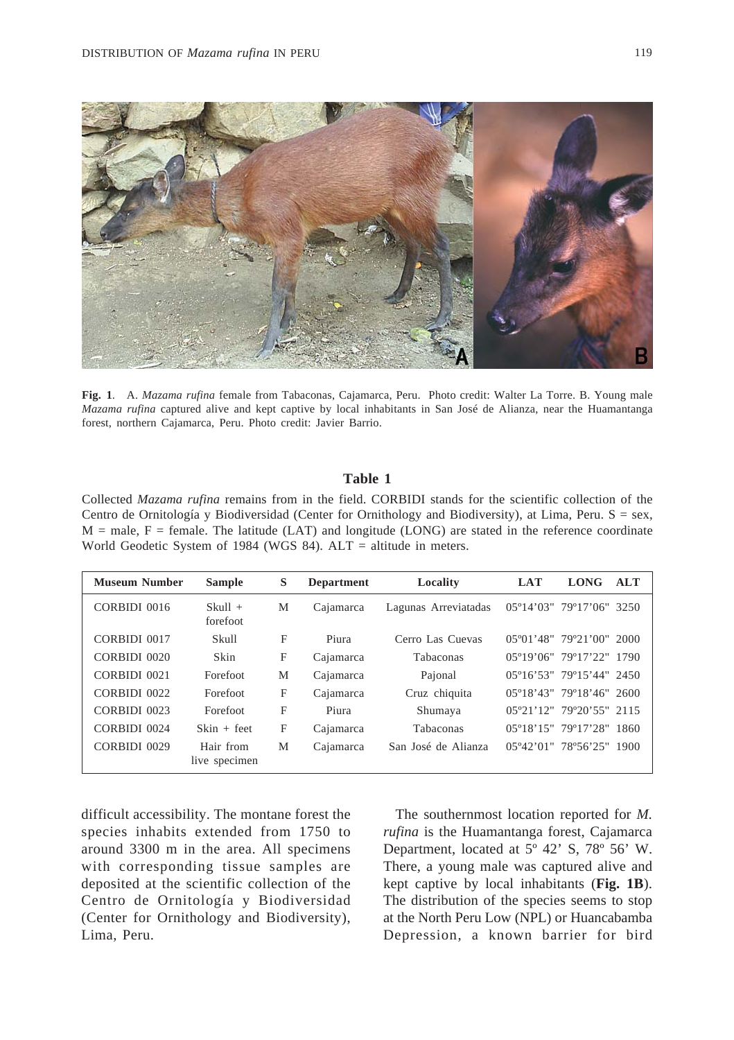**Fig. 1**. A. *Mazama rufina* female from Tabaconas, Cajamarca, Peru. Photo credit: Walter La Torre. B. Young male *Mazama rufina* captured alive and kept captive by local inhabitants in San José de Alianza, near the Huamantanga forest, northern Cajamarca, Peru. Photo credit: Javier Barrio.

**Table 1**

Collected *Mazama rufina* remains from in the field. CORBIDI stands for the scientific collection of the Centro de Ornitología y Biodiversidad (Center for Ornithology and Biodiversity), at Lima, Peru. S = sex, M = male, F = female. The latitude (LAT) and longitude (LONG) are stated in the reference coordinate World Geodetic System of 1984 (WGS 84). ALT = altitude in meters.

| Museum Number | Sample | S | Department | Locality | LAT | LONG | ALT |
|---|---|---|---|---|---|---|---|
| CORBIDI 0016 | Skull + forefoot | M | Cajamarca | Lagunas Arreviatadas | 05º14'03" | 79º17'06" | 3250 |
| CORBIDI 0017 | Skull | F | Piura | Cerro Las Cuevas | 05º01'48" | 79º21'00" | 2000 |
| CORBIDI 0020 | Skin | F | Cajamarca | Tabaconas | 05º19'06" | 79º17'22" | 1790 |
| CORBIDI 0021 | Forefoot | M | Cajamarca | Pajonal | 05º16'53" | 79º15'44" | 2450 |
| CORBIDI 0022 | Forefoot | F | Cajamarca | Cruz chiquita | 05º18'43" | 79º18'46" | 2600 |
| CORBIDI 0023 | Forefoot | F | Piura | Shumaya | 05º21'12" | 79º20'55" | 2115 |
| CORBIDI 0024 | Skin + feet | F | Cajamarca | Tabaconas | 05º18'15" | 79º17'28" | 1860 |
| CORBIDI 0029 | Hair from live specimen | M | Cajamarca | San José de Alianza | 05º42'01" | 78º56'25" | 1900 |

difficult accessibility. The montane forest the species inhabits extended from 1750 to around 3300 m in the area. All specimens with corresponding tissue samples are deposited at the scientific collection of the Centro de Ornitología y Biodiversidad (Center for Ornithology and Biodiversity), Lima, Peru.

The southernmost location reported for *M. rufina* is the Huamantanga forest, Cajamarca Department, located at 5º 42' S, 78º 56' W. There, a young male was captured alive and kept captive by local inhabitants (**Fig. 1B**). The distribution of the species seems to stop at the North Peru Low (NPL) or Huancabamba Depression, a known barrier for bird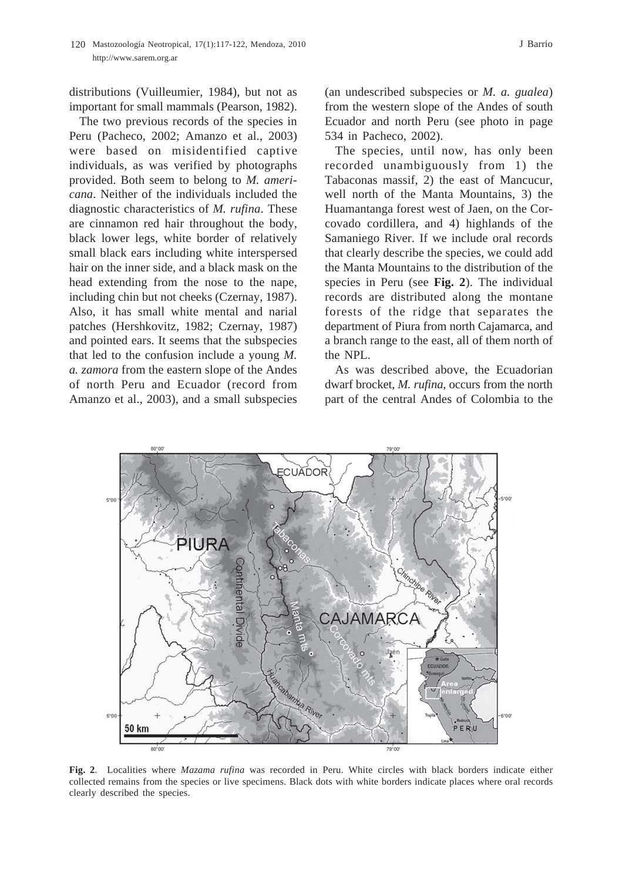distributions (Vuilleumier, 1984), but not as important for small mammals (Pearson, 1982).

The two previous records of the species in Peru (Pacheco, 2002; Amanzo et al., 2003) were based on misidentified captive individuals, as was verified by photographs provided. Both seem to belong to *M. americana*. Neither of the individuals included the diagnostic characteristics of *M. rufina*. These are cinnamon red hair throughout the body, black lower legs, white border of relatively small black ears including white interspersed hair on the inner side, and a black mask on the head extending from the nose to the nape, including chin but not cheeks (Czernay, 1987). Also, it has small white mental and narial patches (Hershkovitz, 1982; Czernay, 1987) and pointed ears. It seems that the subspecies that led to the confusion include a young *M. a. zamora* from the eastern slope of the Andes of north Peru and Ecuador (record from Amanzo et al., 2003), and a small subspecies (an undescribed subspecies or *M. a. gualea*) from the western slope of the Andes of south Ecuador and north Peru (see photo in page 534 in Pacheco, 2002).

The species, until now, has only been recorded unambiguously from 1) the Tabaconas massif, 2) the east of Mancucur, well north of the Manta Mountains, 3) the Huamantanga forest west of Jaen, on the Corcovado cordillera, and 4) highlands of the Samaniego River. If we include oral records that clearly describe the species, we could add the Manta Mountains to the distribution of the species in Peru (see **Fig. 2**). The individual records are distributed along the montane forests of the ridge that separates the department of Piura from north Cajamarca, and a branch range to the east, all of them north of the NPL.

As was described above, the Ecuadorian dwarf brocket, *M. rufina*, occurs from the north part of the central Andes of Colombia to the

**Fig. 2**. Localities where *Mazama rufina* was recorded in Peru. White circles with black borders indicate either collected remains from the species or live specimens. Black dots with white borders indicate places where oral records clearly described the species.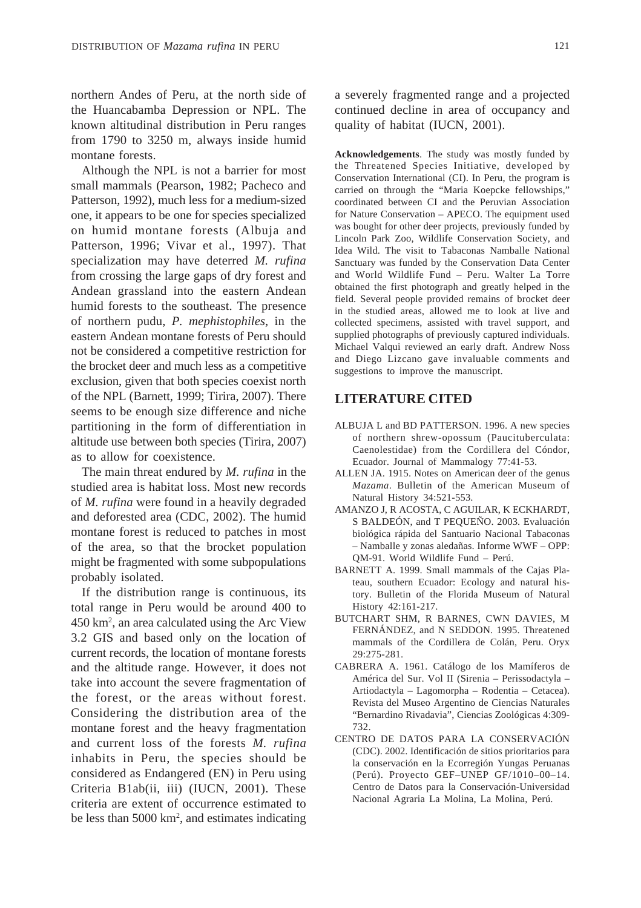northern Andes of Peru, at the north side of the Huancabamba Depression or NPL. The known altitudinal distribution in Peru ranges from 1790 to 3250 m, always inside humid montane forests.

Although the NPL is not a barrier for most small mammals (Pearson, 1982; Pacheco and Patterson, 1992), much less for a medium-sized one, it appears to be one for species specialized on humid montane forests (Albuja and Patterson, 1996; Vivar et al., 1997). That specialization may have deterred *M. rufina* from crossing the large gaps of dry forest and Andean grassland into the eastern Andean humid forests to the southeast. The presence of northern pudu, *P. mephistophiles*, in the eastern Andean montane forests of Peru should not be considered a competitive restriction for the brocket deer and much less as a competitive exclusion, given that both species coexist north of the NPL (Barnett, 1999; Tirira, 2007). There seems to be enough size difference and niche partitioning in the form of differentiation in altitude use between both species (Tirira, 2007) as to allow for coexistence.

The main threat endured by *M. rufina* in the studied area is habitat loss. Most new records of *M. rufina* were found in a heavily degraded and deforested area (CDC, 2002). The humid montane forest is reduced to patches in most of the area, so that the brocket population might be fragmented with some subpopulations probably isolated.

If the distribution range is continuous, its total range in Peru would be around 400 to 450 km$^2$, an area calculated using the Arc View 3.2 GIS and based only on the location of current records, the location of montane forests and the altitude range. However, it does not take into account the severe fragmentation of the forest, or the areas without forest. Considering the distribution area of the montane forest and the heavy fragmentation and current loss of the forests *M. rufina* inhabits in Peru, the species should be considered as Endangered (EN) in Peru using Criteria B1ab(ii, iii) (IUCN, 2001). These criteria are extent of occurrence estimated to be less than 5000 km$^2$, and estimates indicating a severely fragmented range and a projected continued decline in area of occupancy and quality of habitat (IUCN, 2001).

**Acknowledgements**. The study was mostly funded by the Threatened Species Initiative, developed by Conservation International (CI). In Peru, the program is carried on through the "Maria Koepcke fellowships," coordinated between CI and the Peruvian Association for Nature Conservation – APECO. The equipment used was bought for other deer projects, previously funded by Lincoln Park Zoo, Wildlife Conservation Society, and Idea Wild. The visit to Tabaconas Namballe National Sanctuary was funded by the Conservation Data Center and World Wildlife Fund – Peru. Walter La Torre obtained the first photograph and greatly helped in the field. Several people provided remains of brocket deer in the studied areas, allowed me to look at live and collected specimens, assisted with travel support, and supplied photographs of previously captured individuals. Michael Valqui reviewed an early draft. Andrew Noss and Diego Lizcano gave invaluable comments and suggestions to improve the manuscript.

## LITERATURE CITED

ALBUJA L and BD PATTERSON. 1996. A new species of northern shrew-opossum (Paucituberculata: Caenolestidae) from the Cordillera del Cóndor, Ecuador. Journal of Mammalogy 77:41-53.

ALLEN JA. 1915. Notes on American deer of the genus *Mazama*. Bulletin of the American Museum of Natural History 34:521-553.

AMANZO J, R ACOSTA, C AGUILAR, K ECKHARDT, S BALDEÓN, and T PEQUEÑO. 2003. Evaluación biológica rápida del Santuario Nacional Tabaconas – Namballe y zonas aledañas. Informe WWF – OPP: QM-91. World Wildlife Fund – Perú.

BARNETT A. 1999. Small mammals of the Cajas Plateau, southern Ecuador: Ecology and natural history. Bulletin of the Florida Museum of Natural History 42:161-217.

BUTCHART SHM, R BARNES, CWN DAVIES, M FERNÁNDEZ, and N SEDDON. 1995. Threatened mammals of the Cordillera de Colán, Peru. Oryx 29:275-281.

CABRERA A. 1961. Catálogo de los Mamíferos de América del Sur. Vol II (Sirenia – Perissodactyla – Artiodactyla – Lagomorpha – Rodentia – Cetacea). Revista del Museo Argentino de Ciencias Naturales "Bernardino Rivadavia", Ciencias Zoológicas 4:309-732.

CENTRO DE DATOS PARA LA CONSERVACIÓN (CDC). 2002. Identificación de sitios prioritarios para la conservación en la Ecorregión Yungas Peruanas (Perú). Proyecto GEF–UNEP GF/1010–00–14. Centro de Datos para la Conservación-Universidad Nacional Agraria La Molina, La Molina, Perú.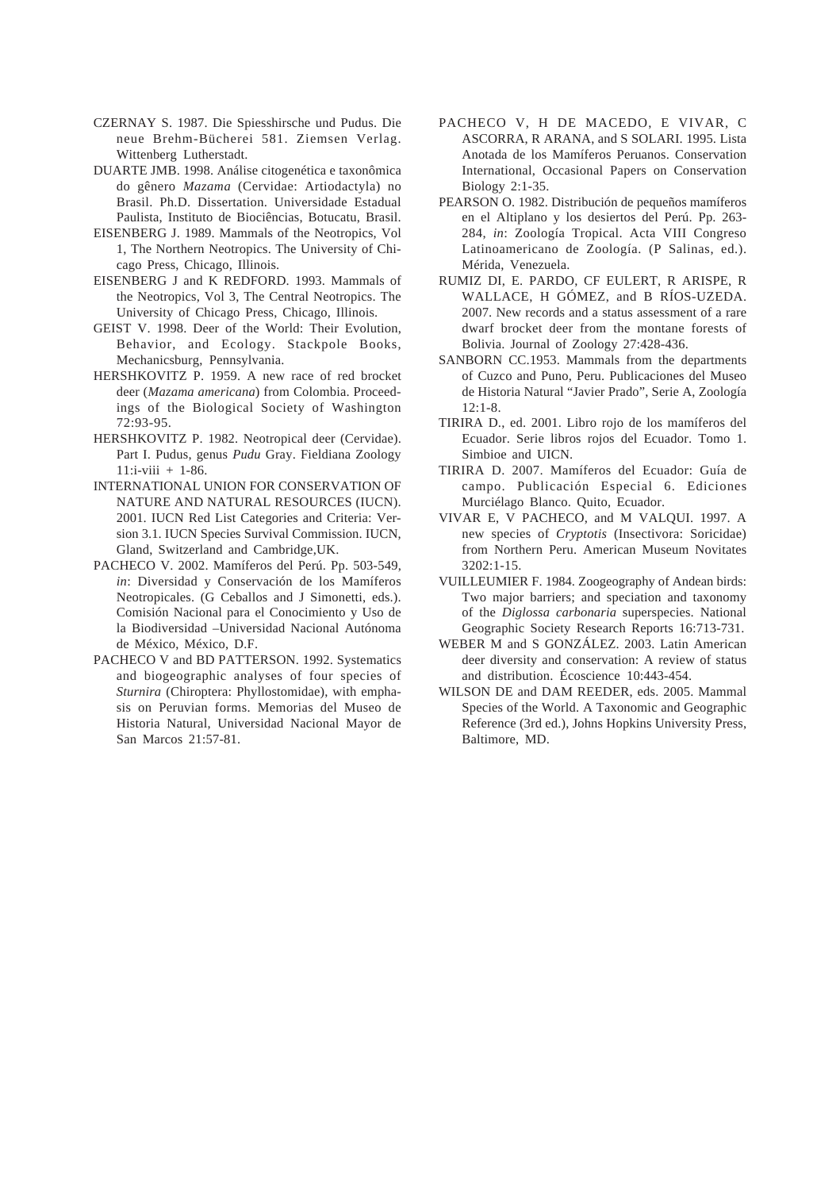CZERNAY S. 1987. Die Spiesshirsche und Pudus. Die neue Brehm-Bücherei 581. Ziemsen Verlag. Wittenberg Lutherstadt.

DUARTE JMB. 1998. Análise citogenética e taxonômica do gênero *Mazama* (Cervidae: Artiodactyla) no Brasil. Ph.D. Dissertation. Universidade Estadual Paulista, Instituto de Biociências, Botucatu, Brasil.

EISENBERG J. 1989. Mammals of the Neotropics, Vol 1, The Northern Neotropics. The University of Chicago Press, Chicago, Illinois.

EISENBERG J and K REDFORD. 1993. Mammals of the Neotropics, Vol 3, The Central Neotropics. The University of Chicago Press, Chicago, Illinois.

GEIST V. 1998. Deer of the World: Their Evolution, Behavior, and Ecology. Stackpole Books, Mechanicsburg, Pennsylvania.

HERSHKOVITZ P. 1959. A new race of red brocket deer (*Mazama americana*) from Colombia. Proceedings of the Biological Society of Washington 72:93-95.

HERSHKOVITZ P. 1982. Neotropical deer (Cervidae). Part I. Pudus, genus *Pudu* Gray. Fieldiana Zoology 11:i-viii + 1-86.

INTERNATIONAL UNION FOR CONSERVATION OF NATURE AND NATURAL RESOURCES (IUCN). 2001. IUCN Red List Categories and Criteria: Version 3.1. IUCN Species Survival Commission. IUCN, Gland, Switzerland and Cambridge,UK.

PACHECO V. 2002. Mamíferos del Perú. Pp. 503-549, *in*: Diversidad y Conservación de los Mamíferos Neotropicales. (G Ceballos and J Simonetti, eds.). Comisión Nacional para el Conocimiento y Uso de la Biodiversidad –Universidad Nacional Autónoma de México, México, D.F.

PACHECO V and BD PATTERSON. 1992. Systematics and biogeographic analyses of four species of *Sturnira* (Chiroptera: Phyllostomidae), with emphasis on Peruvian forms. Memorias del Museo de Historia Natural, Universidad Nacional Mayor de San Marcos 21:57-81.

PACHECO V, H DE MACEDO, E VIVAR, C ASCORRA, R ARANA, and S SOLARI. 1995. Lista Anotada de los Mamíferos Peruanos. Conservation International, Occasional Papers on Conservation Biology 2:1-35.

PEARSON O. 1982. Distribución de pequeños mamíferos en el Altiplano y los desiertos del Perú. Pp. 263-284, *in*: Zoología Tropical. Acta VIII Congreso Latinoamericano de Zoología. (P Salinas, ed.). Mérida, Venezuela.

RUMIZ DI, E. PARDO, CF EULERT, R ARISPE, R WALLACE, H GÓMEZ, and B RÍOS-UZEDA. 2007. New records and a status assessment of a rare dwarf brocket deer from the montane forests of Bolivia. Journal of Zoology 27:428-436.

SANBORN CC.1953. Mammals from the departments of Cuzco and Puno, Peru. Publicaciones del Museo de Historia Natural "Javier Prado", Serie A, Zoología 12:1-8.

TIRIRA D., ed. 2001. Libro rojo de los mamíferos del Ecuador. Serie libros rojos del Ecuador. Tomo 1. Simbioe and UICN.

TIRIRA D. 2007. Mamíferos del Ecuador: Guía de campo. Publicación Especial 6. Ediciones Murciélago Blanco. Quito, Ecuador.

VIVAR E, V PACHECO, and M VALQUI. 1997. A new species of *Cryptotis* (Insectivora: Soricidae) from Northern Peru. American Museum Novitates 3202:1-15.

VUILLEUMIER F. 1984. Zoogeography of Andean birds: Two major barriers; and speciation and taxonomy of the *Diglossa carbonaria* superspecies. National Geographic Society Research Reports 16:713-731.

WEBER M and S GONZÁLEZ. 2003. Latin American deer diversity and conservation: A review of status and distribution. Écoscience 10:443-454.

WILSON DE and DAM REEDER, eds. 2005. Mammal Species of the World. A Taxonomic and Geographic Reference (3rd ed.), Johns Hopkins University Press, Baltimore, MD.